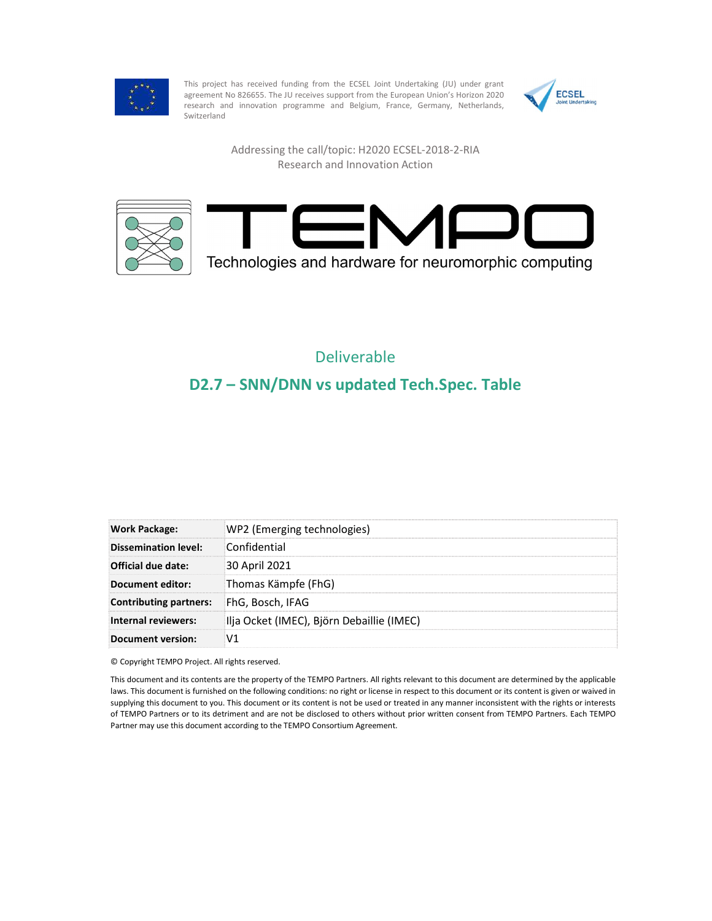This project has received funding from the ECSEL Joint Undertaking (JU) under grant agreement No 826655. The JU receives support from the European Union's Horizon 2020 research and innovation programme and Belgium, France, Germany, Netherlands, Switzerland

Addressing the call/topic: H2020 ECSEL-2018-2-RIA
Research and Innovation Action

# TEMPO

Technologies and hardware for neuromorphic computing

## Deliverable

# D2.7 – SNN/DNN vs updated Tech.Spec. Table

| | |
|---|---|
| **Work Package:** | WP2 (Emerging technologies) |
| **Dissemination level:** | Confidential |
| **Official due date:** | 30 April 2021 |
| **Document editor:** | Thomas Kämpfe (FhG) |
| **Contributing partners:** | FhG, Bosch, IFAG |
| **Internal reviewers:** | Ilja Ocket (IMEC), Björn Debaillie (IMEC) |
| **Document version:** | V1 |

© Copyright TEMPO Project. All rights reserved.

This document and its contents are the property of the TEMPO Partners. All rights relevant to this document are determined by the applicable laws. This document is furnished on the following conditions: no right or license in respect to this document or its content is given or waived in supplying this document to you. This document or its content is not be used or treated in any manner inconsistent with the rights or interests of TEMPO Partners or to its detriment and are not be disclosed to others without prior written consent from TEMPO Partners. Each TEMPO Partner may use this document according to the TEMPO Consortium Agreement.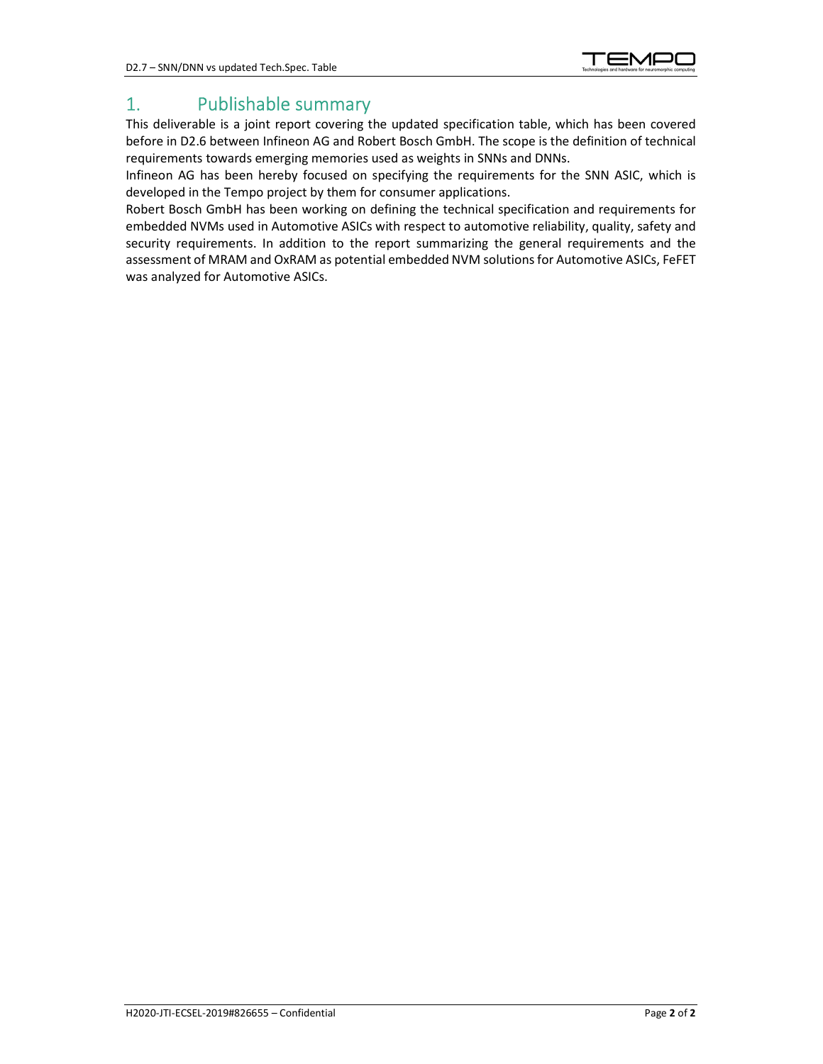# 1. Publishable summary

This deliverable is a joint report covering the updated specification table, which has been covered before in D2.6 between Infineon AG and Robert Bosch GmbH. The scope is the definition of technical requirements towards emerging memories used as weights in SNNs and DNNs.

Infineon AG has been hereby focused on specifying the requirements for the SNN ASIC, which is developed in the Tempo project by them for consumer applications.

Robert Bosch GmbH has been working on defining the technical specification and requirements for embedded NVMs used in Automotive ASICs with respect to automotive reliability, quality, safety and security requirements. In addition to the report summarizing the general requirements and the assessment of MRAM and OxRAM as potential embedded NVM solutions for Automotive ASICs, FeFET was analyzed for Automotive ASICs.